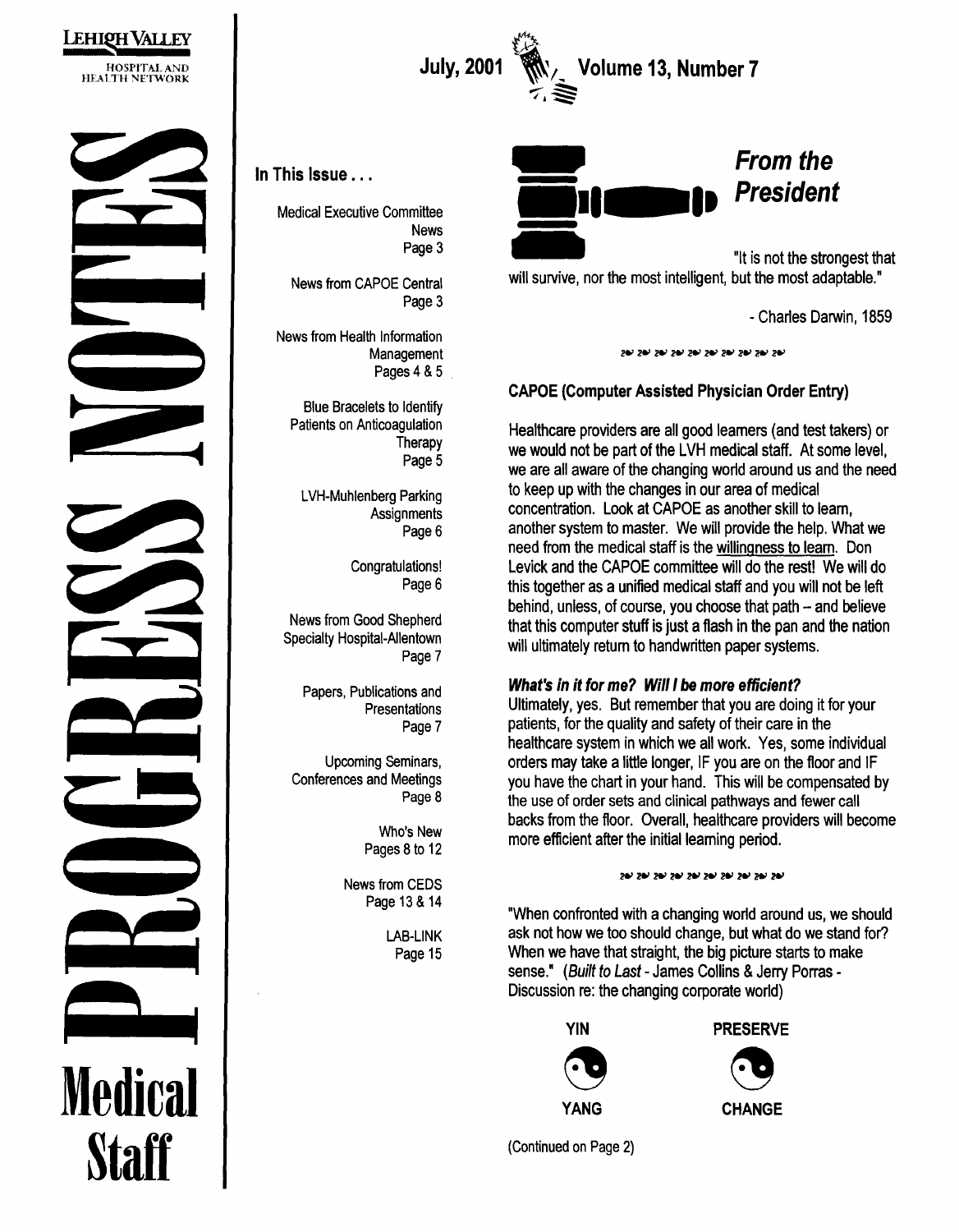LEHIGH VALLEY HOSPITAL AND HEALTH NETWORK

# PROGRESS NOTES

## Medical Staff

July, 2001 Volume 13, Number 7

**In This Issue . . .**

- Medical Executive Committee News — Page 3
- News from CAPOE Central — Page 3
- News from Health Information Management — Pages 4 & 5
- Blue Bracelets to Identify Patients on Anticoagulation Therapy — Page 5
- LVH-Muhlenberg Parking Assignments — Page 6
- Congratulations! — Page 6
- News from Good Shepherd Specialty Hospital-Allentown — Page 7
- Papers, Publications and Presentations — Page 7
- Upcoming Seminars, Conferences and Meetings — Page 8
- Who's New — Pages 8 to 12
- News from CEDS — Page 13 & 14
- LAB-LINK — Page 15

## *From the President*

"It is not the strongest that will survive, nor the most intelligent, but the most adaptable."

\- Charles Darwin, 1859

**CAPOE (Computer Assisted Physician Order Entry)**

Healthcare providers are all good learners (and test takers) or we would not be part of the LVH medical staff. At some level, we are all aware of the changing world around us and the need to keep up with the changes in our area of medical concentration. Look at CAPOE as another skill to learn, another system to master. We will provide the help. What we need from the medical staff is the willingness to learn. Don Levick and the CAPOE committee will do the rest! We will do this together as a unified medical staff and you will not be left behind, unless, of course, you choose that path -- and believe that this computer stuff is just a flash in the pan and the nation will ultimately return to handwritten paper systems.

***What's in it for me? Will I be more efficient?***

Ultimately, yes. But remember that you are doing it for your patients, for the quality and safety of their care in the healthcare system in which we all work. Yes, some individual orders may take a little longer, IF you are on the floor and IF you have the chart in your hand. This will be compensated by the use of order sets and clinical pathways and fewer call backs from the floor. Overall, healthcare providers will become more efficient after the initial learning period.

"When confronted with a changing world around us, we should ask not how we too should change, but what do we stand for? When we have that straight, the big picture starts to make sense." (*Built to Last* - James Collins & Jerry Porras - Discussion re: the changing corporate world)

| YIN | PRESERVE |
|---|---|
| YANG | CHANGE |

(Continued on Page 2)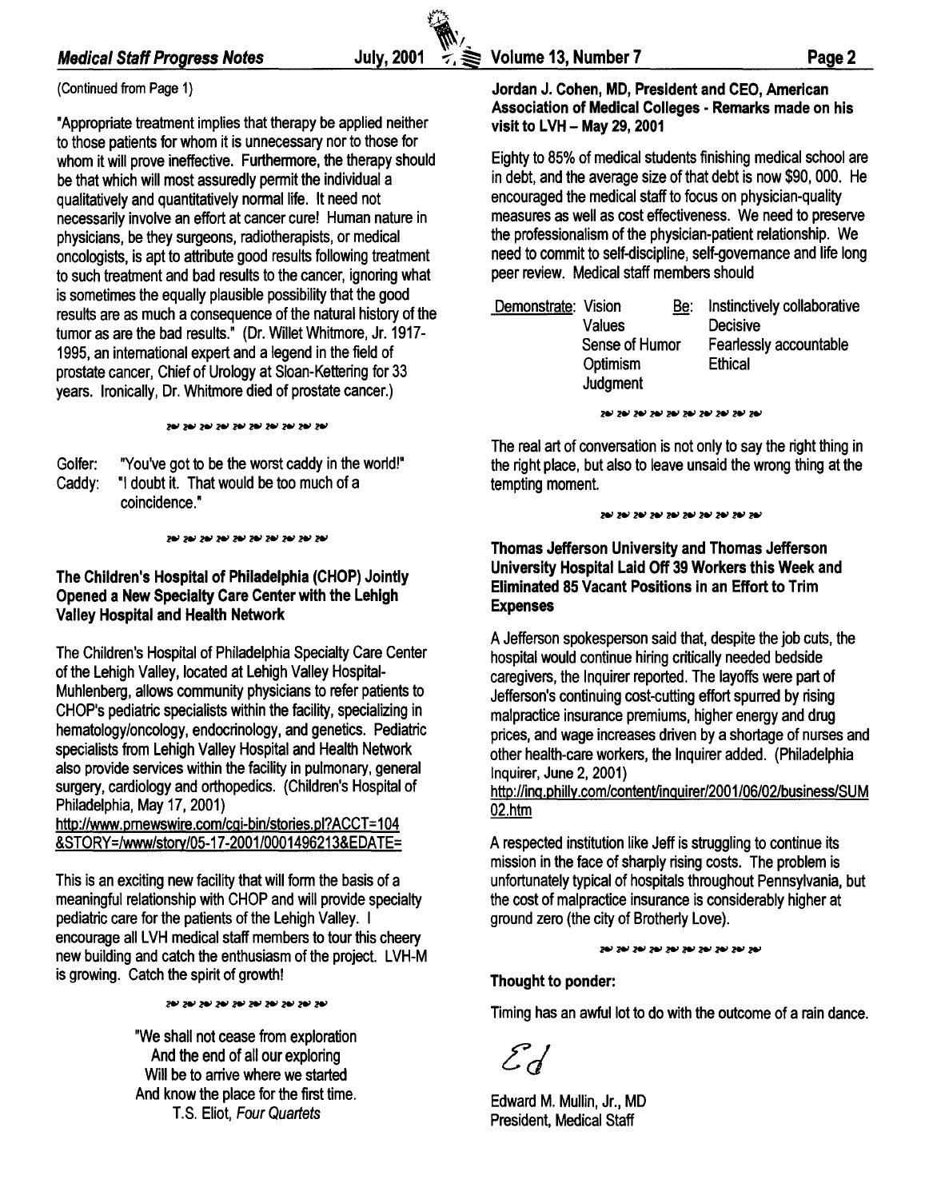(Continued from Page 1)

"Appropriate treatment implies that therapy be applied neither to those patients for whom it is unnecessary nor to those for whom it will prove ineffective. Furthermore, the therapy should be that which will most assuredly permit the individual a qualitatively and quantitatively normal life. It need not necessarily involve an effort at cancer cure! Human nature in physicians, be they surgeons, radiotherapists, or medical oncologists, is apt to attribute good results following treatment to such treatment and bad results to the cancer, ignoring what is sometimes the equally plausible possibility that the good results are as much a consequence of the natural history of the tumor as are the bad results." (Dr. Willet Whitmore, Jr. 1917-1995, an international expert and a legend in the field of prostate cancer, Chief of Urology at Sloan-Kettering for 33 years. Ironically, Dr. Whitmore died of prostate cancer.)

Golfer: "You've got to be the worst caddy in the world!"
Caddy: "I doubt it. That would be too much of a coincidence."

**The Children's Hospital of Philadelphia (CHOP) Jointly Opened a New Specialty Care Center with the Lehigh Valley Hospital and Health Network**

The Children's Hospital of Philadelphia Specialty Care Center of the Lehigh Valley, located at Lehigh Valley Hospital-Muhlenberg, allows community physicians to refer patients to CHOP's pediatric specialists within the facility, specializing in hematology/oncology, endocrinology, and genetics. Pediatric specialists from Lehigh Valley Hospital and Health Network also provide services within the facility in pulmonary, general surgery, cardiology and orthopedics. (Children's Hospital of Philadelphia, May 17, 2001)
http://www.prnewswire.com/cgi-bin/stories.pl?ACCT=104&STORY=/www/story/05-17-2001/0001496213&EDATE=

This is an exciting new facility that will form the basis of a meaningful relationship with CHOP and will provide specialty pediatric care for the patients of the Lehigh Valley. I encourage all LVH medical staff members to tour this cheery new building and catch the enthusiasm of the project. LVH-M is growing. Catch the spirit of growth!

"We shall not cease from exploration
And the end of all our exploring
Will be to arrive where we started
And know the place for the first time.
T.S. Eliot, *Four Quartets*

**Jordan J. Cohen, MD, President and CEO, American Association of Medical Colleges - Remarks made on his visit to LVH – May 29, 2001**

Eighty to 85% of medical students finishing medical school are in debt, and the average size of that debt is now $90, 000. He encouraged the medical staff to focus on physician-quality measures as well as cost effectiveness. We need to preserve the professionalism of the physician-patient relationship. We need to commit to self-discipline, self-governance and life long peer review. Medical staff members should

| Demonstrate: | | Be: | |
|---|---|---|---|
| | Vision | | Instinctively collaborative |
| | Values | | Decisive |
| | Sense of Humor | | Fearlessly accountable |
| | Optimism | | Ethical |
| | Judgment | | |

The real art of conversation is not only to say the right thing in the right place, but also to leave unsaid the wrong thing at the tempting moment.

**Thomas Jefferson University and Thomas Jefferson University Hospital Laid Off 39 Workers this Week and Eliminated 85 Vacant Positions in an Effort to Trim Expenses**

A Jefferson spokesperson said that, despite the job cuts, the hospital would continue hiring critically needed bedside caregivers, the Inquirer reported. The layoffs were part of Jefferson's continuing cost-cutting effort spurred by rising malpractice insurance premiums, higher energy and drug prices, and wage increases driven by a shortage of nurses and other health-care workers, the Inquirer added. (Philadelphia Inquirer, June 2, 2001)
http://inq.philly.com/content/inquirer/2001/06/02/business/SUM02.htm

A respected institution like Jeff is struggling to continue its mission in the face of sharply rising costs. The problem is unfortunately typical of hospitals throughout Pennsylvania, but the cost of malpractice insurance is considerably higher at ground zero (the city of Brotherly Love).

**Thought to ponder:**

Timing has an awful lot to do with the outcome of a rain dance.

*Ed*

Edward M. Mullin, Jr., MD
President, Medical Staff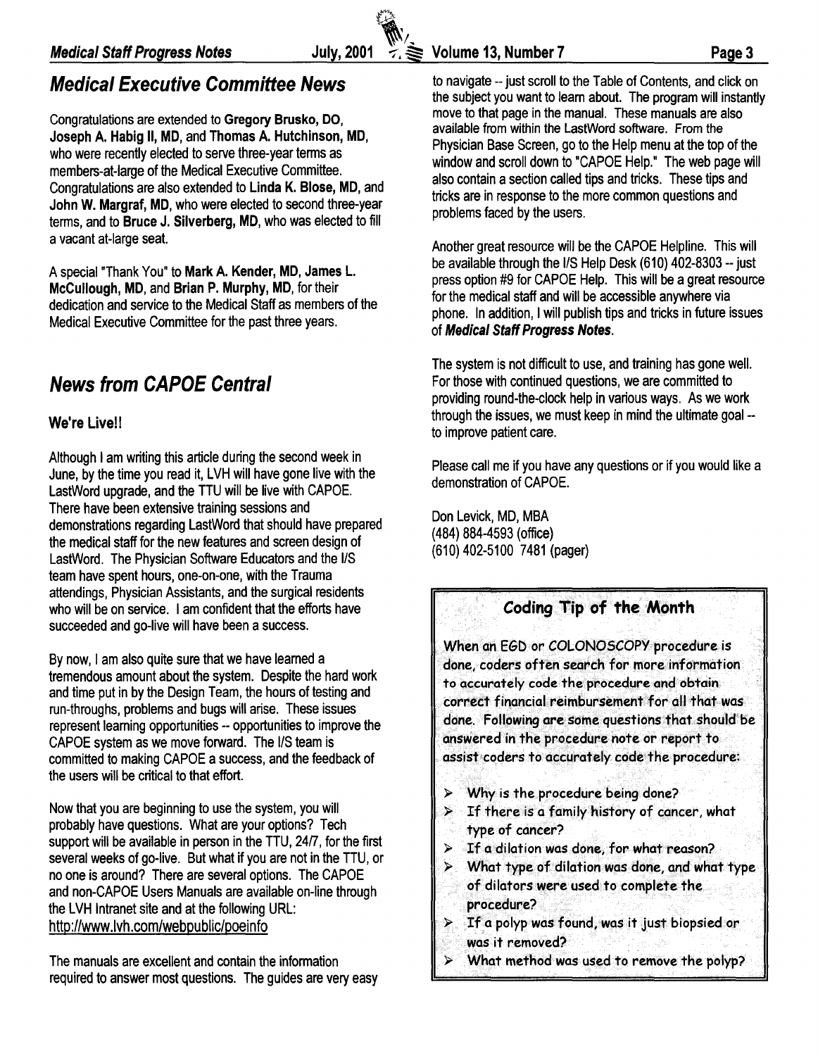## Medical Executive Committee News

Congratulations are extended to **Gregory Brusko, DO**, **Joseph A. Habig II, MD**, and **Thomas A. Hutchinson, MD**, who were recently elected to serve three-year terms as members-at-large of the Medical Executive Committee. Congratulations are also extended to **Linda K. Blose, MD**, and **John W. Margraf, MD**, who were elected to second three-year terms, and to **Bruce J. Silverberg, MD**, who was elected to fill a vacant at-large seat.

A special "Thank You" to **Mark A. Kender, MD**, **James L. McCullough, MD**, and **Brian P. Murphy, MD**, for their dedication and service to the Medical Staff as members of the Medical Executive Committee for the past three years.

## News from CAPOE Central

### We're Live!!

Although I am writing this article during the second week in June, by the time you read it, LVH will have gone live with the LastWord upgrade, and the TTU will be live with CAPOE. There have been extensive training sessions and demonstrations regarding LastWord that should have prepared the medical staff for the new features and screen design of LastWord. The Physician Software Educators and the I/S team have spent hours, one-on-one, with the Trauma attendings, Physician Assistants, and the surgical residents who will be on service. I am confident that the efforts have succeeded and go-live will have been a success.

By now, I am also quite sure that we have learned a tremendous amount about the system. Despite the hard work and time put in by the Design Team, the hours of testing and run-throughs, problems and bugs will arise. These issues represent learning opportunities -- opportunities to improve the CAPOE system as we move forward. The I/S team is committed to making CAPOE a success, and the feedback of the users will be critical to that effort.

Now that you are beginning to use the system, you will probably have questions. What are your options? Tech support will be available in person in the TTU, 24/7, for the first several weeks of go-live. But what if you are not in the TTU, or no one is around? There are several options. The CAPOE and non-CAPOE Users Manuals are available on-line through the LVH Intranet site and at the following URL: http://www.lvh.com/webpublic/poeinfo

The manuals are excellent and contain the information required to answer most questions. The guides are very easy to navigate -- just scroll to the Table of Contents, and click on the subject you want to learn about. The program will instantly move to that page in the manual. These manuals are also available from within the LastWord software. From the Physician Base Screen, go to the Help menu at the top of the window and scroll down to "CAPOE Help." The web page will also contain a section called tips and tricks. These tips and tricks are in response to the more common questions and problems faced by the users.

Another great resource will be the CAPOE Helpline. This will be available through the I/S Help Desk (610) 402-8303 -- just press option #9 for CAPOE Help. This will be a great resource for the medical staff and will be accessible anywhere via phone. In addition, I will publish tips and tricks in future issues of ***Medical Staff Progress Notes***.

The system is not difficult to use, and training has gone well. For those with continued questions, we are committed to providing round-the-clock help in various ways. As we work through the issues, we must keep in mind the ultimate goal -- to improve patient care.

Please call me if you have any questions or if you would like a demonstration of CAPOE.

Don Levick, MD, MBA
(484) 884-4593 (office)
(610) 402-5100 7481 (pager)

### Coding Tip of the Month

When an EGD or COLONOSCOPY procedure is done, coders often search for more information to accurately code the procedure and obtain correct financial reimbursement for all that was done. Following are some questions that should be answered in the procedure note or report to assist coders to accurately code the procedure:

- Why is the procedure being done?
- If there is a family history of cancer, what type of cancer?
- If a dilation was done, for what reason?
- What type of dilation was done, and what type of dilators were used to complete the procedure?
- If a polyp was found, was it just biopsied or was it removed?
- What method was used to remove the polyp?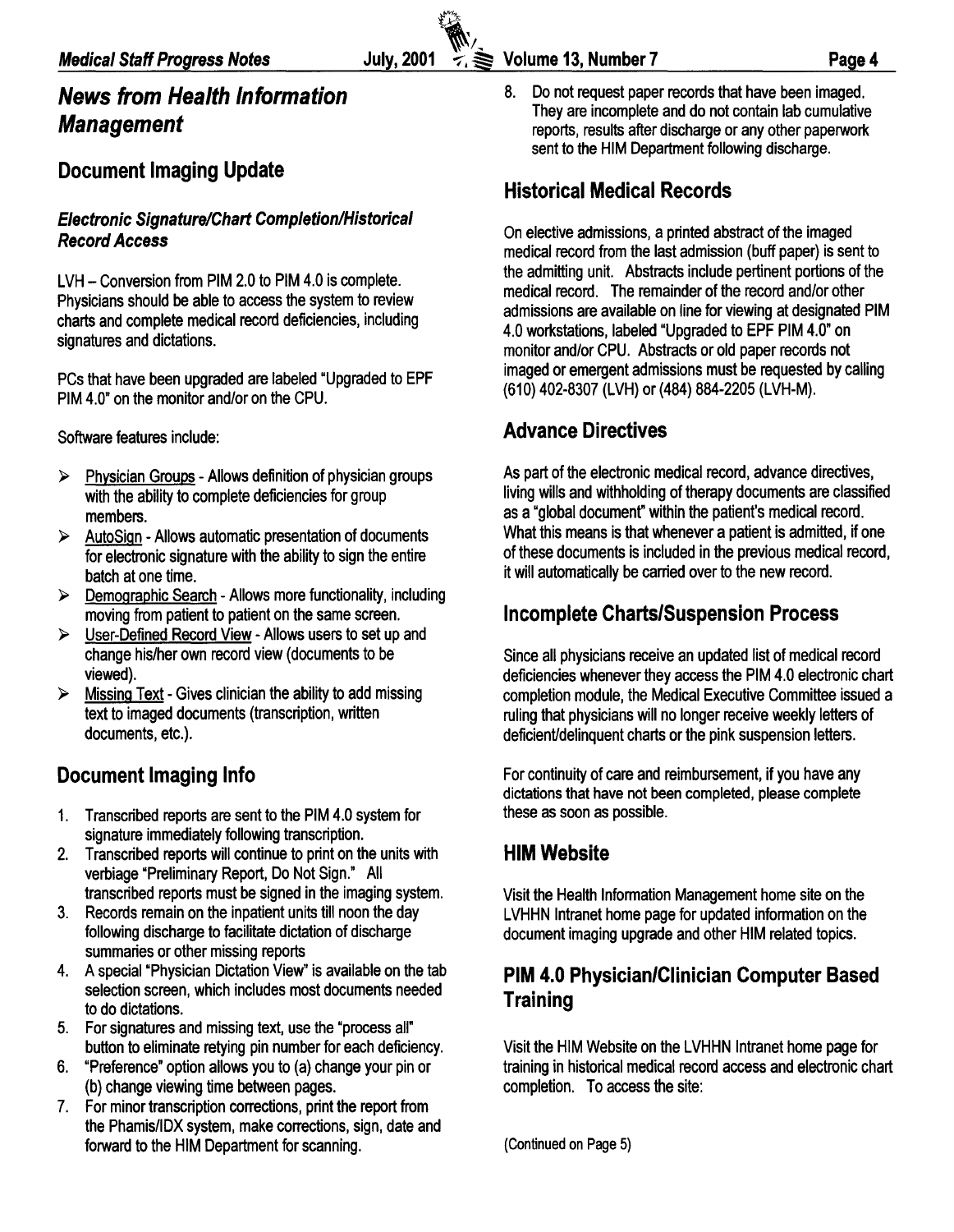## News from Health Information Management

### Document Imaging Update

#### *Electronic Signature/Chart Completion/Historical Record Access*

LVH – Conversion from PIM 2.0 to PIM 4.0 is complete. Physicians should be able to access the system to review charts and complete medical record deficiencies, including signatures and dictations.

PCs that have been upgraded are labeled "Upgraded to EPF PIM 4.0" on the monitor and/or on the CPU.

Software features include:

- Physician Groups - Allows definition of physician groups with the ability to complete deficiencies for group members.
- AutoSign - Allows automatic presentation of documents for electronic signature with the ability to sign the entire batch at one time.
- Demographic Search - Allows more functionality, including moving from patient to patient on the same screen.
- User-Defined Record View - Allows users to set up and change his/her own record view (documents to be viewed).
- Missing Text - Gives clinician the ability to add missing text to imaged documents (transcription, written documents, etc.).

### Document Imaging Info

1. Transcribed reports are sent to the PIM 4.0 system for signature immediately following transcription.
2. Transcribed reports will continue to print on the units with verbiage "Preliminary Report, Do Not Sign." All transcribed reports must be signed in the imaging system.
3. Records remain on the inpatient units till noon the day following discharge to facilitate dictation of discharge summaries or other missing reports
4. A special "Physician Dictation View" is available on the tab selection screen, which includes most documents needed to do dictations.
5. For signatures and missing text, use the "process all" button to eliminate retying pin number for each deficiency.
6. "Preference" option allows you to (a) change your pin or (b) change viewing time between pages.
7. For minor transcription corrections, print the report from the Phamis/IDX system, make corrections, sign, date and forward to the HIM Department for scanning.
8. Do not request paper records that have been imaged. They are incomplete and do not contain lab cumulative reports, results after discharge or any other paperwork sent to the HIM Department following discharge.

### Historical Medical Records

On elective admissions, a printed abstract of the imaged medical record from the last admission (buff paper) is sent to the admitting unit. Abstracts include pertinent portions of the medical record. The remainder of the record and/or other admissions are available on line for viewing at designated PIM 4.0 workstations, labeled "Upgraded to EPF PIM 4.0" on monitor and/or CPU. Abstracts or old paper records not imaged or emergent admissions must be requested by calling (610) 402-8307 (LVH) or (484) 884-2205 (LVH-M).

### Advance Directives

As part of the electronic medical record, advance directives, living wills and withholding of therapy documents are classified as a "global document" within the patient's medical record. What this means is that whenever a patient is admitted, if one of these documents is included in the previous medical record, it will automatically be carried over to the new record.

### Incomplete Charts/Suspension Process

Since all physicians receive an updated list of medical record deficiencies whenever they access the PIM 4.0 electronic chart completion module, the Medical Executive Committee issued a ruling that physicians will no longer receive weekly letters of deficient/delinquent charts or the pink suspension letters.

For continuity of care and reimbursement, if you have any dictations that have not been completed, please complete these as soon as possible.

### HIM Website

Visit the Health Information Management home site on the LVHHN Intranet home page for updated information on the document imaging upgrade and other HIM related topics.

### PIM 4.0 Physician/Clinician Computer Based Training

Visit the HIM Website on the LVHHN Intranet home page for training in historical medical record access and electronic chart completion. To access the site:

(Continued on Page 5)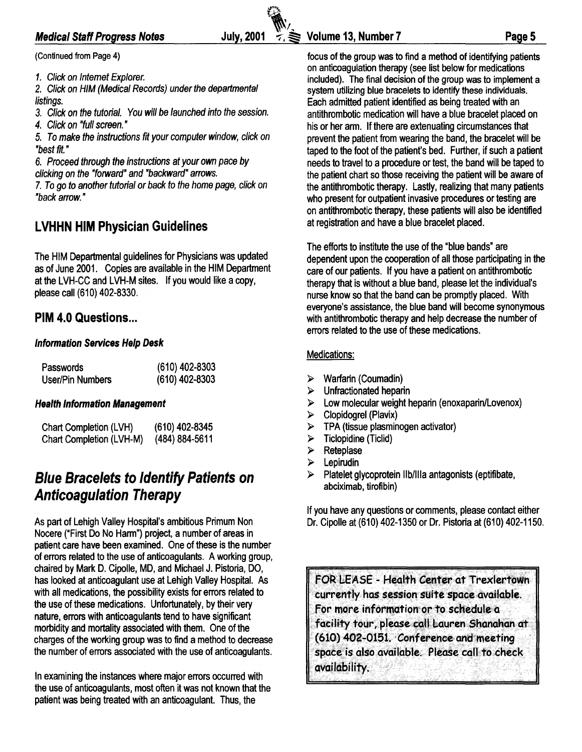(Continued from Page 4)

1. *Click on Internet Explorer.*
2. *Click on HIM (Medical Records) under the departmental listings.*
3. *Click on the tutorial. You will be launched into the session.*
4. *Click on "full screen."*
5. *To make the instructions fit your computer window, click on "best fit."*
6. *Proceed through the instructions at your own pace by clicking on the "forward" and "backward" arrows.*
7. *To go to another tutorial or back to the home page, click on "back arrow."*

## LVHHN HIM Physician Guidelines

The HIM Departmental guidelines for Physicians was updated as of June 2001. Copies are available in the HIM Department at the LVH-CC and LVH-M sites. If you would like a copy, please call (610) 402-8330.

## PIM 4.0 Questions...

***Information Services Help Desk***

| | |
|---|---|
| Passwords | (610) 402-8303 |
| User/Pin Numbers | (610) 402-8303 |

***Health Information Management***

| | |
|---|---|
| Chart Completion (LVH) | (610) 402-8345 |
| Chart Completion (LVH-M) | (484) 884-5611 |

# *Blue Bracelets to Identify Patients on Anticoagulation Therapy*

As part of Lehigh Valley Hospital's ambitious Primum Non Nocere ("First Do No Harm") project, a number of areas in patient care have been examined. One of these is the number of errors related to the use of anticoagulants. A working group, chaired by Mark D. Cipolle, MD, and Michael J. Pistoria, DO, has looked at anticoagulant use at Lehigh Valley Hospital. As with all medications, the possibility exists for errors related to the use of these medications. Unfortunately, by their very nature, errors with anticoagulants tend to have significant morbidity and mortality associated with them. One of the charges of the working group was to find a method to decrease the number of errors associated with the use of anticoagulants.

In examining the instances where major errors occurred with the use of anticoagulants, most often it was not known that the patient was being treated with an anticoagulant. Thus, the focus of the group was to find a method of identifying patients on anticoagulation therapy (see list below for medications included). The final decision of the group was to implement a system utilizing blue bracelets to identify these individuals. Each admitted patient identified as being treated with an antithrombotic medication will have a blue bracelet placed on his or her arm. If there are extenuating circumstances that prevent the patient from wearing the band, the bracelet will be taped to the foot of the patient's bed. Further, if such a patient needs to travel to a procedure or test, the band will be taped to the patient chart so those receiving the patient will be aware of the antithrombotic therapy. Lastly, realizing that many patients who present for outpatient invasive procedures or testing are on antithrombotic therapy, these patients will also be identified at registration and have a blue bracelet placed.

The efforts to institute the use of the "blue bands" are dependent upon the cooperation of all those participating in the care of our patients. If you have a patient on antithrombotic therapy that is without a blue band, please let the individual's nurse know so that the band can be promptly placed. With everyone's assistance, the blue band will become synonymous with antithrombotic therapy and help decrease the number of errors related to the use of these medications.

Medications:

- Warfarin (Coumadin)
- Unfractionated heparin
- Low molecular weight heparin (enoxaparin/Lovenox)
- Clopidogrel (Plavix)
- TPA (tissue plasminogen activator)
- Ticlopidine (Ticlid)
- Reteplase
- Lepirudin
- Platelet glycoprotein IIb/IIIa antagonists (eptifibate, abciximab, tirofibin)

If you have any questions or comments, please contact either Dr. Cipolle at (610) 402-1350 or Dr. Pistoria at (610) 402-1150.

FOR LEASE - Health Center at Trexlertown currently has session suite space available. For more information or to schedule a facility tour, please call Lauren Shanahan at (610) 402-0151. Conference and meeting space is also available. Please call to check availability.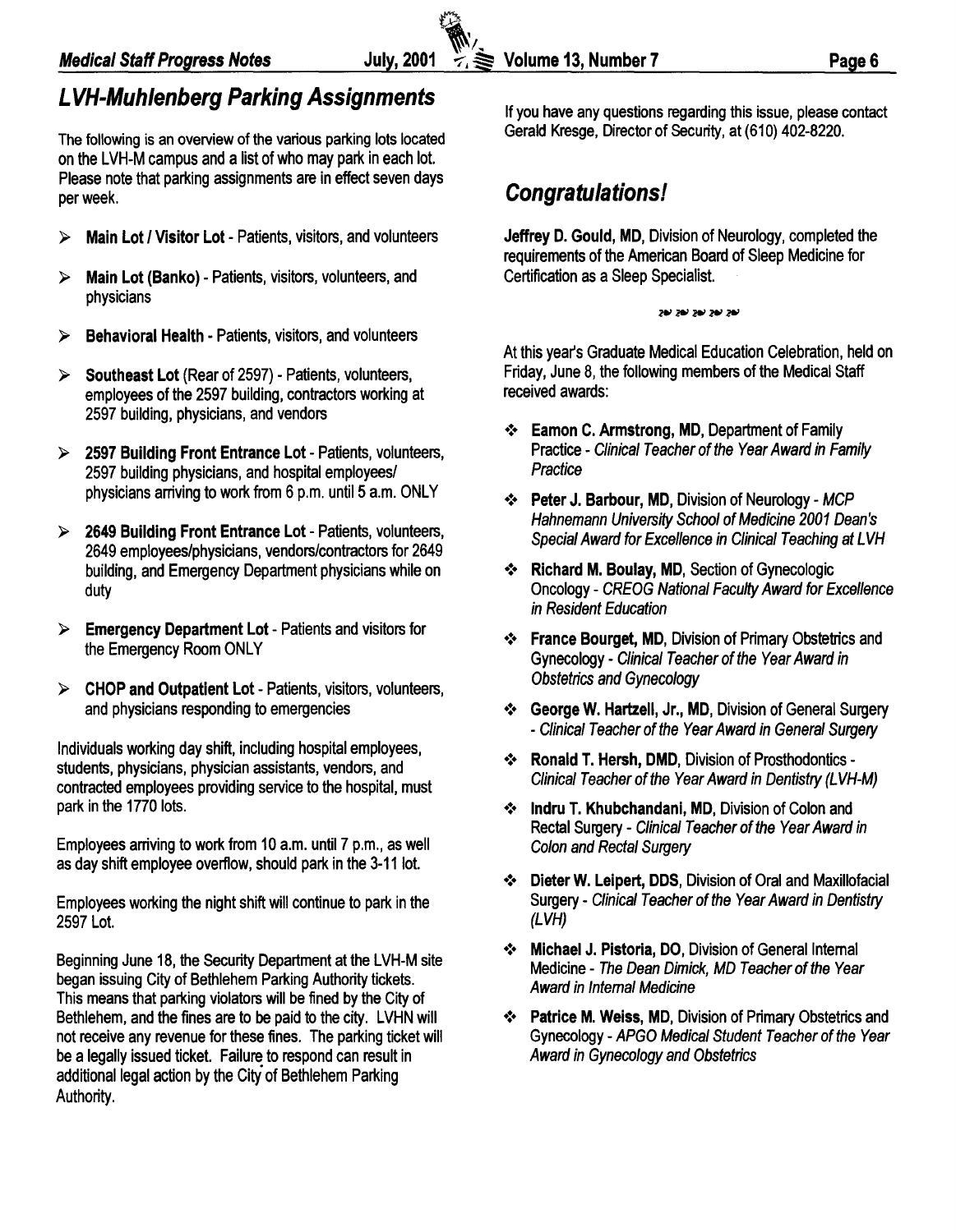## LVH-Muhlenberg Parking Assignments

The following is an overview of the various parking lots located on the LVH-M campus and a list of who may park in each lot. Please note that parking assignments are in effect seven days per week.

- **Main Lot / Visitor Lot** - Patients, visitors, and volunteers
- **Main Lot (Banko)** - Patients, visitors, volunteers, and physicians
- **Behavioral Health** - Patients, visitors, and volunteers
- **Southeast Lot** (Rear of 2597) - Patients, volunteers, employees of the 2597 building, contractors working at 2597 building, physicians, and vendors
- **2597 Building Front Entrance Lot** - Patients, volunteers, 2597 building physicians, and hospital employees/ physicians arriving to work from 6 p.m. until 5 a.m. ONLY
- **2649 Building Front Entrance Lot** - Patients, volunteers, 2649 employees/physicians, vendors/contractors for 2649 building, and Emergency Department physicians while on duty
- **Emergency Department Lot** - Patients and visitors for the Emergency Room ONLY
- **CHOP and Outpatient Lot** - Patients, visitors, volunteers, and physicians responding to emergencies

Individuals working day shift, including hospital employees, students, physicians, physician assistants, vendors, and contracted employees providing service to the hospital, must park in the 1770 lots.

Employees arriving to work from 10 a.m. until 7 p.m., as well as day shift employee overflow, should park in the 3-11 lot.

Employees working the night shift will continue to park in the 2597 Lot.

Beginning June 18, the Security Department at the LVH-M site began issuing City of Bethlehem Parking Authority tickets. This means that parking violators will be fined by the City of Bethlehem, and the fines are to be paid to the city. LVHN will not receive any revenue for these fines. The parking ticket will be a legally issued ticket. Failure to respond can result in additional legal action by the City of Bethlehem Parking Authority.

If you have any questions regarding this issue, please contact Gerald Kresge, Director of Security, at (610) 402-8220.

## Congratulations!

**Jeffrey D. Gould, MD**, Division of Neurology, completed the requirements of the American Board of Sleep Medicine for Certification as a Sleep Specialist.

At this year's Graduate Medical Education Celebration, held on Friday, June 8, the following members of the Medical Staff received awards:

- **Eamon C. Armstrong, MD**, Department of Family Practice - *Clinical Teacher of the Year Award in Family Practice*
- **Peter J. Barbour, MD**, Division of Neurology - *MCP Hahnemann University School of Medicine 2001 Dean's Special Award for Excellence in Clinical Teaching at LVH*
- **Richard M. Boulay, MD**, Section of Gynecologic Oncology - *CREOG National Faculty Award for Excellence in Resident Education*
- **France Bourget, MD**, Division of Primary Obstetrics and Gynecology - *Clinical Teacher of the Year Award in Obstetrics and Gynecology*
- **George W. Hartzell, Jr., MD**, Division of General Surgery - *Clinical Teacher of the Year Award in General Surgery*
- **Ronald T. Hersh, DMD**, Division of Prosthodontics - *Clinical Teacher of the Year Award in Dentistry (LVH-M)*
- **Indru T. Khubchandani, MD**, Division of Colon and Rectal Surgery - *Clinical Teacher of the Year Award in Colon and Rectal Surgery*
- **Dieter W. Leipert, DDS**, Division of Oral and Maxillofacial Surgery - *Clinical Teacher of the Year Award in Dentistry (LVH)*
- **Michael J. Pistoria, DO**, Division of General Internal Medicine - *The Dean Dimick, MD Teacher of the Year Award in Internal Medicine*
- **Patrice M. Weiss, MD**, Division of Primary Obstetrics and Gynecology - *APGO Medical Student Teacher of the Year Award in Gynecology and Obstetrics*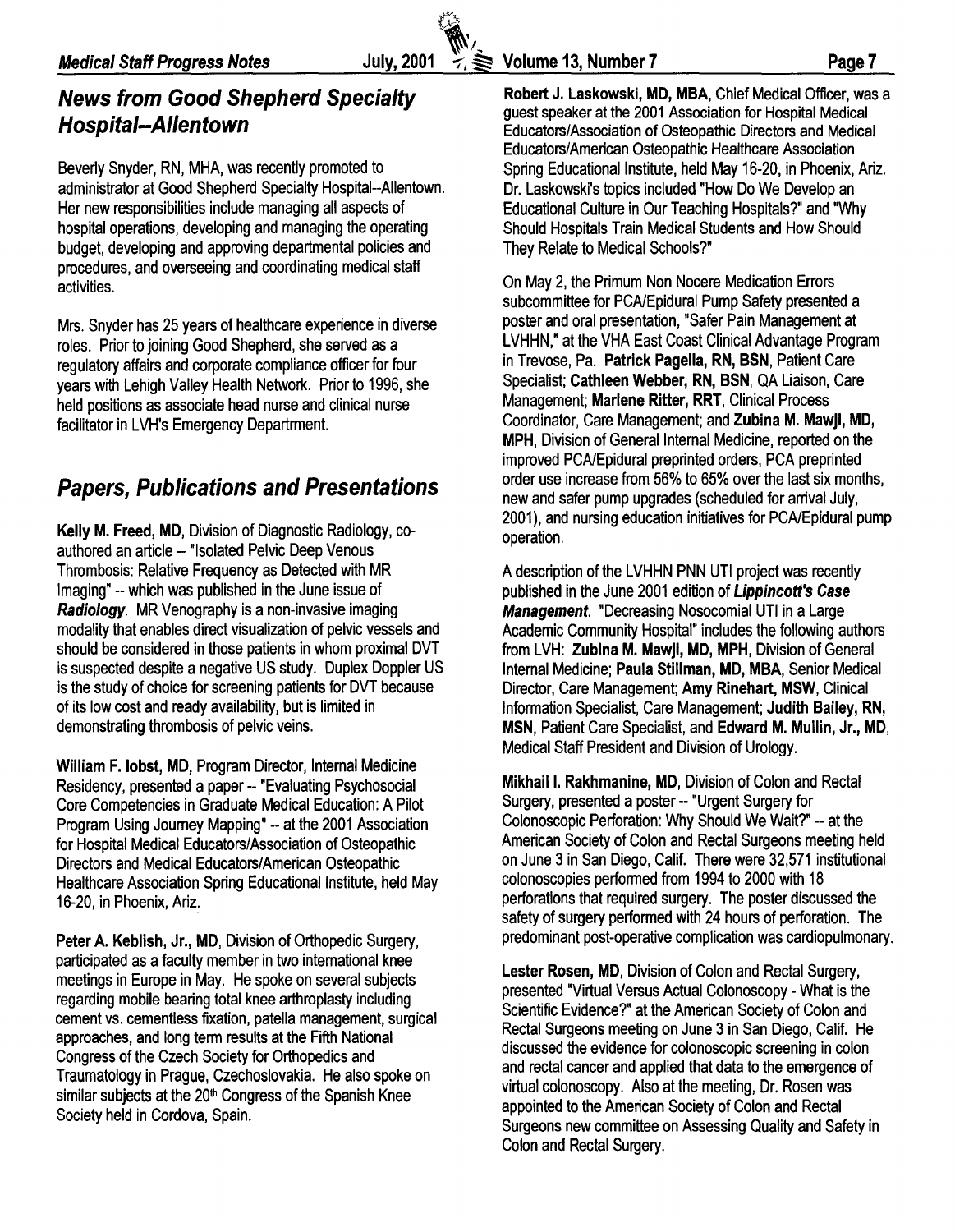## News from Good Shepherd Specialty Hospital--Allentown

Beverly Snyder, RN, MHA, was recently promoted to administrator at Good Shepherd Specialty Hospital--Allentown. Her new responsibilities include managing all aspects of hospital operations, developing and managing the operating budget, developing and approving departmental policies and procedures, and overseeing and coordinating medical staff activities.

Mrs. Snyder has 25 years of healthcare experience in diverse roles. Prior to joining Good Shepherd, she served as a regulatory affairs and corporate compliance officer for four years with Lehigh Valley Health Network. Prior to 1996, she held positions as associate head nurse and clinical nurse facilitator in LVH's Emergency Departrment.

## Papers, Publications and Presentations

**Kelly M. Freed, MD**, Division of Diagnostic Radiology, co-authored an article -- "Isolated Pelvic Deep Venous Thrombosis: Relative Frequency as Detected with MR Imaging" -- which was published in the June issue of ***Radiology***. MR Venography is a non-invasive imaging modality that enables direct visualization of pelvic vessels and should be considered in those patients in whom proximal DVT is suspected despite a negative US study. Duplex Doppler US is the study of choice for screening patients for DVT because of its low cost and ready availability, but is limited in demonstrating thrombosis of pelvic veins.

**William F. Iobst, MD**, Program Director, Internal Medicine Residency, presented a paper -- "Evaluating Psychosocial Core Competencies in Graduate Medical Education: A Pilot Program Using Journey Mapping" -- at the 2001 Association for Hospital Medical Educators/Association of Osteopathic Directors and Medical Educators/American Osteopathic Healthcare Association Spring Educational Institute, held May 16-20, in Phoenix, Ariz.

**Peter A. Keblish, Jr., MD**, Division of Orthopedic Surgery, participated as a faculty member in two international knee meetings in Europe in May. He spoke on several subjects regarding mobile bearing total knee arthroplasty including cement vs. cementless fixation, patella management, surgical approaches, and long term results at the Fifth National Congress of the Czech Society for Orthopedics and Traumatology in Prague, Czechoslovakia. He also spoke on similar subjects at the 20th Congress of the Spanish Knee Society held in Cordova, Spain.

**Robert J. Laskowski, MD, MBA**, Chief Medical Officer, was a guest speaker at the 2001 Association for Hospital Medical Educators/Association of Osteopathic Directors and Medical Educators/American Osteopathic Healthcare Association Spring Educational Institute, held May 16-20, in Phoenix, Ariz. Dr. Laskowski's topics included "How Do We Develop an Educational Culture in Our Teaching Hospitals?" and "Why Should Hospitals Train Medical Students and How Should They Relate to Medical Schools?"

On May 2, the Primum Non Nocere Medication Errors subcommittee for PCA/Epidural Pump Safety presented a poster and oral presentation, "Safer Pain Management at LVHHN," at the VHA East Coast Clinical Advantage Program in Trevose, Pa. **Patrick Pagella, RN, BSN**, Patient Care Specialist; **Cathleen Webber, RN, BSN**, QA Liaison, Care Management; **Marlene Ritter, RRT**, Clinical Process Coordinator, Care Management; and **Zubina M. Mawji, MD, MPH**, Division of General Internal Medicine, reported on the improved PCA/Epidural preprinted orders, PCA preprinted order use increase from 56% to 65% over the last six months, new and safer pump upgrades (scheduled for arrival July, 2001), and nursing education initiatives for PCA/Epidural pump operation.

A description of the LVHHN PNN UTI project was recently published in the June 2001 edition of ***Lippincott's Case Management***. "Decreasing Nosocomial UTI in a Large Academic Community Hospital" includes the following authors from LVH: **Zubina M. Mawji, MD, MPH**, Division of General Internal Medicine; **Paula Stillman, MD, MBA**, Senior Medical Director, Care Management; **Amy Rinehart, MSW**, Clinical Information Specialist, Care Management; **Judith Bailey, RN, MSN**, Patient Care Specialist, and **Edward M. Mullin, Jr., MD**, Medical Staff President and Division of Urology.

**Mikhail I. Rakhmanine, MD**, Division of Colon and Rectal Surgery, presented a poster -- "Urgent Surgery for Colonoscopic Perforation: Why Should We Wait?" -- at the American Society of Colon and Rectal Surgeons meeting held on June 3 in San Diego, Calif. There were 32,571 institutional colonoscopies performed from 1994 to 2000 with 18 perforations that required surgery. The poster discussed the safety of surgery performed with 24 hours of perforation. The predominant post-operative complication was cardiopulmonary.

**Lester Rosen, MD**, Division of Colon and Rectal Surgery, presented "Virtual Versus Actual Colonoscopy - What is the Scientific Evidence?" at the American Society of Colon and Rectal Surgeons meeting on June 3 in San Diego, Calif. He discussed the evidence for colonoscopic screening in colon and rectal cancer and applied that data to the emergence of virtual colonoscopy. Also at the meeting, Dr. Rosen was appointed to the American Society of Colon and Rectal Surgeons new committee on Assessing Quality and Safety in Colon and Rectal Surgery.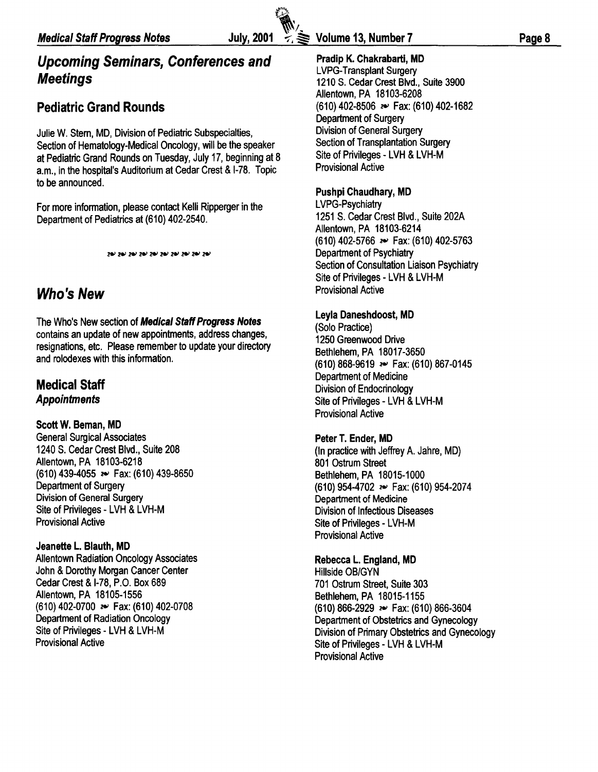## *Upcoming Seminars, Conferences and Meetings*

### Pediatric Grand Rounds

Julie W. Stern, MD, Division of Pediatric Subspecialties, Section of Hematology-Medical Oncology, will be the speaker at Pediatric Grand Rounds on Tuesday, July 17, beginning at 8 a.m., in the hospital's Auditorium at Cedar Crest & I-78. Topic to be announced.

For more information, please contact Kelli Ripperger in the Department of Pediatrics at (610) 402-2540.

## *Who's New*

The Who's New section of ***Medical Staff Progress Notes*** contains an update of new appointments, address changes, resignations, etc. Please remember to update your directory and rolodexes with this information.

### Medical Staff
#### *Appointments*

**Scott W. Beman, MD**
General Surgical Associates
1240 S. Cedar Crest Blvd., Suite 208
Allentown, PA 18103-6218
(610) 439-4055 ➻ Fax: (610) 439-8650
Department of Surgery
Division of General Surgery
Site of Privileges - LVH & LVH-M
Provisional Active

**Jeanette L. Blauth, MD**
Allentown Radiation Oncology Associates
John & Dorothy Morgan Cancer Center
Cedar Crest & I-78, P.O. Box 689
Allentown, PA 18105-1556
(610) 402-0700 ➻ Fax: (610) 402-0708
Department of Radiation Oncology
Site of Privileges - LVH & LVH-M
Provisional Active

**Pradip K. Chakrabarti, MD**
LVPG-Transplant Surgery
1210 S. Cedar Crest Blvd., Suite 3900
Allentown, PA 18103-6208
(610) 402-8506 ➻ Fax: (610) 402-1682
Department of Surgery
Division of General Surgery
Section of Transplantation Surgery
Site of Privileges - LVH & LVH-M
Provisional Active

**Pushpi Chaudhary, MD**
LVPG-Psychiatry
1251 S. Cedar Crest Blvd., Suite 202A
Allentown, PA 18103-6214
(610) 402-5766 ➻ Fax: (610) 402-5763
Department of Psychiatry
Section of Consultation Liaison Psychiatry
Site of Privileges - LVH & LVH-M
Provisional Active

**Leyla Daneshdoost, MD**
(Solo Practice)
1250 Greenwood Drive
Bethlehem, PA 18017-3650
(610) 868-9619 ➻ Fax: (610) 867-0145
Department of Medicine
Division of Endocrinology
Site of Privileges - LVH & LVH-M
Provisional Active

**Peter T. Ender, MD**
(In practice with Jeffrey A. Jahre, MD)
801 Ostrum Street
Bethlehem, PA 18015-1000
(610) 954-4702 ➻ Fax: (610) 954-2074
Department of Medicine
Division of Infectious Diseases
Site of Privileges - LVH-M
Provisional Active

**Rebecca L. England, MD**
Hillside OB/GYN
701 Ostrum Street, Suite 303
Bethlehem, PA 18015-1155
(610) 866-2929 ➻ Fax: (610) 866-3604
Department of Obstetrics and Gynecology
Division of Primary Obstetrics and Gynecology
Site of Privileges - LVH & LVH-M
Provisional Active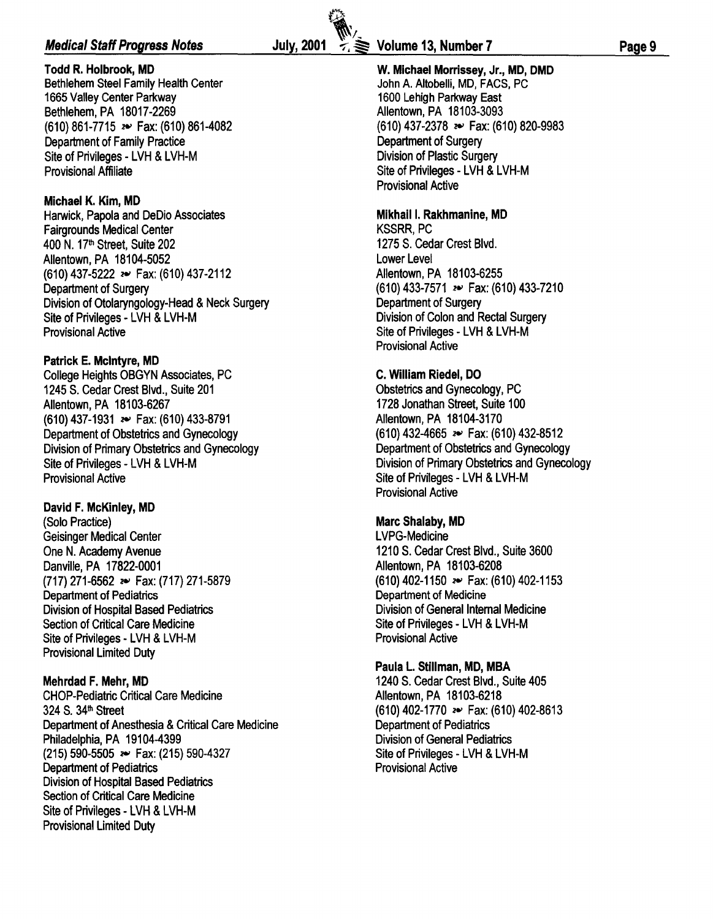**Todd R. Holbrook, MD**
Bethlehem Steel Family Health Center
1665 Valley Center Parkway
Bethlehem, PA 18017-2269
(610) 861-7715 ➻ Fax: (610) 861-4082
Department of Family Practice
Site of Privileges - LVH & LVH-M
Provisional Affiliate

**Michael K. Kim, MD**
Harwick, Papola and DeDio Associates
Fairgrounds Medical Center
400 N. 17th Street, Suite 202
Allentown, PA 18104-5052
(610) 437-5222 ➻ Fax: (610) 437-2112
Department of Surgery
Division of Otolaryngology-Head & Neck Surgery
Site of Privileges - LVH & LVH-M
Provisional Active

**Patrick E. McIntyre, MD**
College Heights OBGYN Associates, PC
1245 S. Cedar Crest Blvd., Suite 201
Allentown, PA 18103-6267
(610) 437-1931 ➻ Fax: (610) 433-8791
Department of Obstetrics and Gynecology
Division of Primary Obstetrics and Gynecology
Site of Privileges - LVH & LVH-M
Provisional Active

**David F. McKinley, MD**
(Solo Practice)
Geisinger Medical Center
One N. Academy Avenue
Danville, PA 17822-0001
(717) 271-6562 ➻ Fax: (717) 271-5879
Department of Pediatrics
Division of Hospital Based Pediatrics
Section of Critical Care Medicine
Site of Privileges - LVH & LVH-M
Provisional Limited Duty

**Mehrdad F. Mehr, MD**
CHOP-Pediatric Critical Care Medicine
324 S. 34th Street
Department of Anesthesia & Critical Care Medicine
Philadelphia, PA 19104-4399
(215) 590-5505 ➻ Fax: (215) 590-4327
Department of Pediatrics
Division of Hospital Based Pediatrics
Section of Critical Care Medicine
Site of Privileges - LVH & LVH-M
Provisional Limited Duty

**W. Michael Morrissey, Jr., MD, DMD**
John A. Altobelli, MD, FACS, PC
1600 Lehigh Parkway East
Allentown, PA 18103-3093
(610) 437-2378 ➻ Fax: (610) 820-9983
Department of Surgery
Division of Plastic Surgery
Site of Privileges - LVH & LVH-M
Provisional Active

**Mikhail I. Rakhmanine, MD**
KSSRR, PC
1275 S. Cedar Crest Blvd.
Lower Level
Allentown, PA 18103-6255
(610) 433-7571 ➻ Fax: (610) 433-7210
Department of Surgery
Division of Colon and Rectal Surgery
Site of Privileges - LVH & LVH-M
Provisional Active

**C. William Riedel, DO**
Obstetrics and Gynecology, PC
1728 Jonathan Street, Suite 100
Allentown, PA 18104-3170
(610) 432-4665 ➻ Fax: (610) 432-8512
Department of Obstetrics and Gynecology
Division of Primary Obstetrics and Gynecology
Site of Privileges - LVH & LVH-M
Provisional Active

**Marc Shalaby, MD**
LVPG-Medicine
1210 S. Cedar Crest Blvd., Suite 3600
Allentown, PA 18103-6208
(610) 402-1150 ➻ Fax: (610) 402-1153
Department of Medicine
Division of General Internal Medicine
Site of Privileges - LVH & LVH-M
Provisional Active

**Paula L. Stillman, MD, MBA**
1240 S. Cedar Crest Blvd., Suite 405
Allentown, PA 18103-6218
(610) 402-1770 ➻ Fax: (610) 402-8613
Department of Pediatrics
Division of General Pediatrics
Site of Privileges - LVH & LVH-M
Provisional Active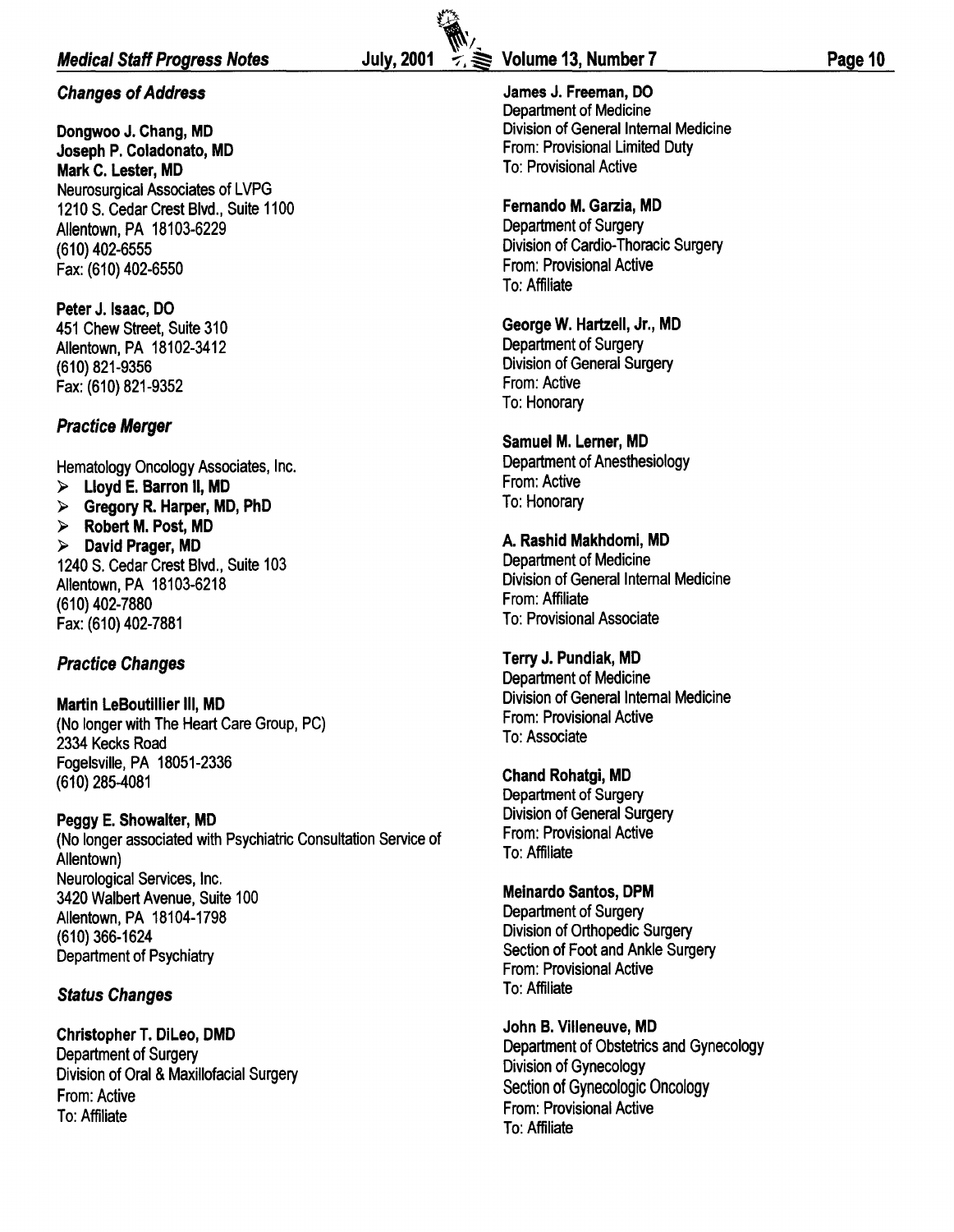### *Changes of Address*

**Dongwoo J. Chang, MD**
**Joseph P. Coladonato, MD**
**Mark C. Lester, MD**
Neurosurgical Associates of LVPG
1210 S. Cedar Crest Blvd., Suite 1100
Allentown, PA 18103-6229
(610) 402-6555
Fax: (610) 402-6550

**Peter J. Isaac, DO**
451 Chew Street, Suite 310
Allentown, PA 18102-3412
(610) 821-9356
Fax: (610) 821-9352

### *Practice Merger*

Hematology Oncology Associates, Inc.

- **Lloyd E. Barron II, MD**
- **Gregory R. Harper, MD, PhD**
- **Robert M. Post, MD**
- **David Prager, MD**

1240 S. Cedar Crest Blvd., Suite 103
Allentown, PA 18103-6218
(610) 402-7880
Fax: (610) 402-7881

### *Practice Changes*

**Martin LeBoutillier III, MD**
(No longer with The Heart Care Group, PC)
2334 Kecks Road
Fogelsville, PA 18051-2336
(610) 285-4081

**Peggy E. Showalter, MD**
(No longer associated with Psychiatric Consultation Service of Allentown)
Neurological Services, Inc.
3420 Walbert Avenue, Suite 100
Allentown, PA 18104-1798
(610) 366-1624
Department of Psychiatry

### *Status Changes*

**Christopher T. DiLeo, DMD**
Department of Surgery
Division of Oral & Maxillofacial Surgery
From: Active
To: Affiliate

**James J. Freeman, DO**
Department of Medicine
Division of General Internal Medicine
From: Provisional Limited Duty
To: Provisional Active

**Fernando M. Garzia, MD**
Department of Surgery
Division of Cardio-Thoracic Surgery
From: Provisional Active
To: Affiliate

**George W. Hartzell, Jr., MD**
Department of Surgery
Division of General Surgery
From: Active
To: Honorary

**Samuel M. Lerner, MD**
Department of Anesthesiology
From: Active
To: Honorary

**A. Rashid Makhdomi, MD**
Department of Medicine
Division of General Internal Medicine
From: Affiliate
To: Provisional Associate

**Terry J. Pundiak, MD**
Department of Medicine
Division of General Internal Medicine
From: Provisional Active
To: Associate

**Chand Rohatgi, MD**
Department of Surgery
Division of General Surgery
From: Provisional Active
To: Affiliate

**Meinardo Santos, DPM**
Department of Surgery
Division of Orthopedic Surgery
Section of Foot and Ankle Surgery
From: Provisional Active
To: Affiliate

**John B. Villeneuve, MD**
Department of Obstetrics and Gynecology
Division of Gynecology
Section of Gynecologic Oncology
From: Provisional Active
To: Affiliate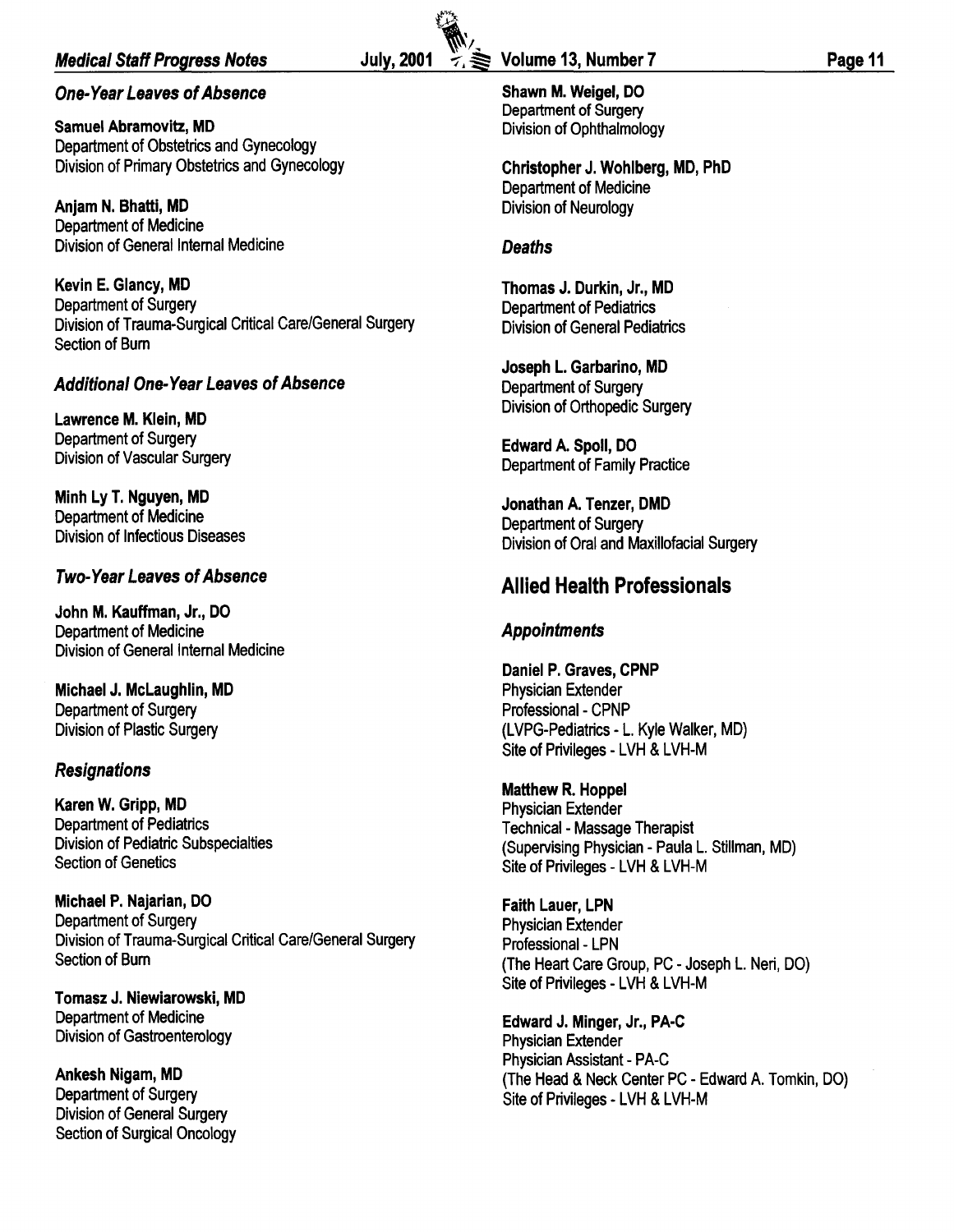### *One-Year Leaves of Absence*

**Samuel Abramovitz, MD**
Department of Obstetrics and Gynecology
Division of Primary Obstetrics and Gynecology

**Anjam N. Bhatti, MD**
Department of Medicine
Division of General Internal Medicine

**Kevin E. Glancy, MD**
Department of Surgery
Division of Trauma-Surgical Critical Care/General Surgery
Section of Burn

### *Additional One-Year Leaves of Absence*

**Lawrence M. Klein, MD**
Department of Surgery
Division of Vascular Surgery

**Minh Ly T. Nguyen, MD**
Department of Medicine
Division of Infectious Diseases

### *Two-Year Leaves of Absence*

**John M. Kauffman, Jr., DO**
Department of Medicine
Division of General Internal Medicine

**Michael J. McLaughlin, MD**
Department of Surgery
Division of Plastic Surgery

### *Resignations*

**Karen W. Gripp, MD**
Department of Pediatrics
Division of Pediatric Subspecialties
Section of Genetics

**Michael P. Najarian, DO**
Department of Surgery
Division of Trauma-Surgical Critical Care/General Surgery
Section of Burn

**Tomasz J. Niewiarowski, MD**
Department of Medicine
Division of Gastroenterology

**Ankesh Nigam, MD**
Department of Surgery
Division of General Surgery
Section of Surgical Oncology

**Shawn M. Weigel, DO**
Department of Surgery
Division of Ophthalmology

**Christopher J. Wohlberg, MD, PhD**
Department of Medicine
Division of Neurology

### *Deaths*

**Thomas J. Durkin, Jr., MD**
Department of Pediatrics
Division of General Pediatrics

**Joseph L. Garbarino, MD**
Department of Surgery
Division of Orthopedic Surgery

**Edward A. Spoll, DO**
Department of Family Practice

**Jonathan A. Tenzer, DMD**
Department of Surgery
Division of Oral and Maxillofacial Surgery

## Allied Health Professionals

### *Appointments*

**Daniel P. Graves, CPNP**
Physician Extender
Professional - CPNP
(LVPG-Pediatrics - L. Kyle Walker, MD)
Site of Privileges - LVH & LVH-M

**Matthew R. Hoppel**
Physician Extender
Technical - Massage Therapist
(Supervising Physician - Paula L. Stillman, MD)
Site of Privileges - LVH & LVH-M

**Faith Lauer, LPN**
Physician Extender
Professional - LPN
(The Heart Care Group, PC - Joseph L. Neri, DO)
Site of Privileges - LVH & LVH-M

**Edward J. Minger, Jr., PA-C**
Physician Extender
Physician Assistant - PA-C
(The Head & Neck Center PC - Edward A. Tomkin, DO)
Site of Privileges - LVH & LVH-M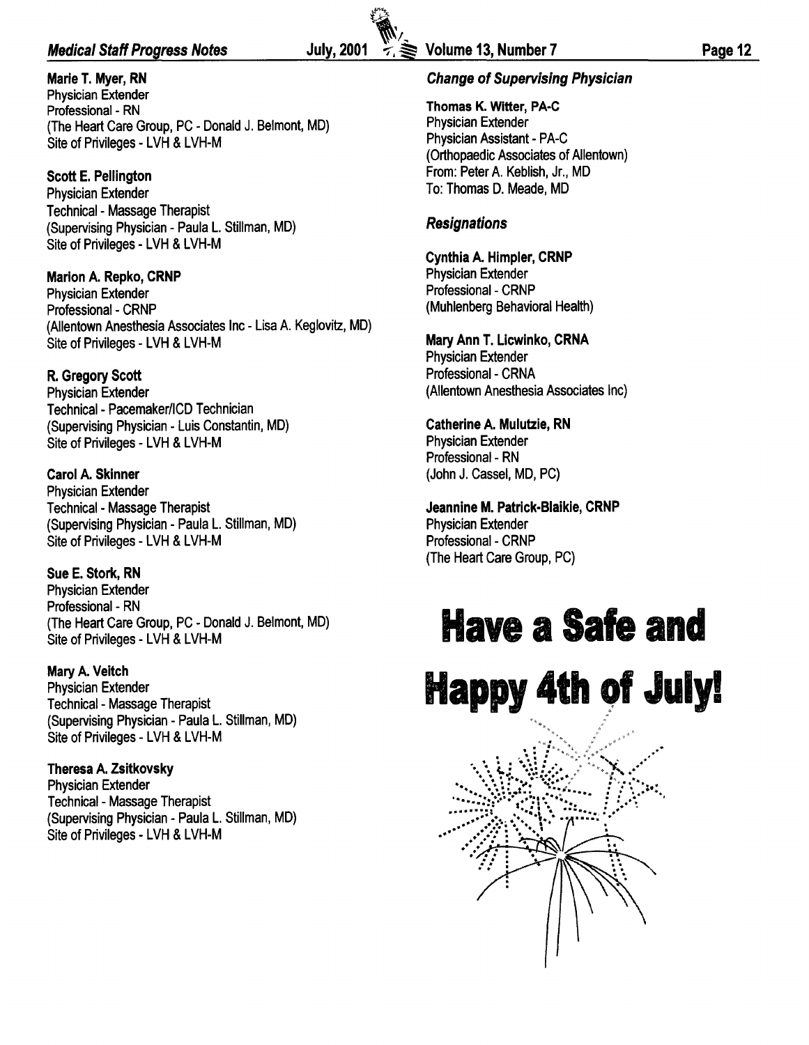**Marie T. Myer, RN**
Physician Extender
Professional - RN
(The Heart Care Group, PC - Donald J. Belmont, MD)
Site of Privileges - LVH & LVH-M

**Scott E. Pellington**
Physician Extender
Technical - Massage Therapist
(Supervising Physician - Paula L. Stillman, MD)
Site of Privileges - LVH & LVH-M

**Marion A. Repko, CRNP**
Physician Extender
Professional - CRNP
(Allentown Anesthesia Associates Inc - Lisa A. Keglovitz, MD)
Site of Privileges - LVH & LVH-M

**R. Gregory Scott**
Physician Extender
Technical - Pacemaker/ICD Technician
(Supervising Physician - Luis Constantin, MD)
Site of Privileges - LVH & LVH-M

**Carol A. Skinner**
Physician Extender
Technical - Massage Therapist
(Supervising Physician - Paula L. Stillman, MD)
Site of Privileges - LVH & LVH-M

**Sue E. Stork, RN**
Physician Extender
Professional - RN
(The Heart Care Group, PC - Donald J. Belmont, MD)
Site of Privileges - LVH & LVH-M

**Mary A. Veitch**
Physician Extender
Technical - Massage Therapist
(Supervising Physician - Paula L. Stillman, MD)
Site of Privileges - LVH & LVH-M

**Theresa A. Zsitkovsky**
Physician Extender
Technical - Massage Therapist
(Supervising Physician - Paula L. Stillman, MD)
Site of Privileges - LVH & LVH-M

### *Change of Supervising Physician*

**Thomas K. Witter, PA-C**
Physician Extender
Physician Assistant - PA-C
(Orthopaedic Associates of Allentown)
From: Peter A. Keblish, Jr., MD
To: Thomas D. Meade, MD

### *Resignations*

**Cynthia A. Himpler, CRNP**
Physician Extender
Professional - CRNP
(Muhlenberg Behavioral Health)

**Mary Ann T. Licwinko, CRNA**
Physician Extender
Professional - CRNA
(Allentown Anesthesia Associates Inc)

**Catherine A. Mulutzie, RN**
Physician Extender
Professional - RN
(John J. Cassel, MD, PC)

**Jeannine M. Patrick-Blaikie, CRNP**
Physician Extender
Professional - CRNP
(The Heart Care Group, PC)

# Have a Safe and Happy 4th of July!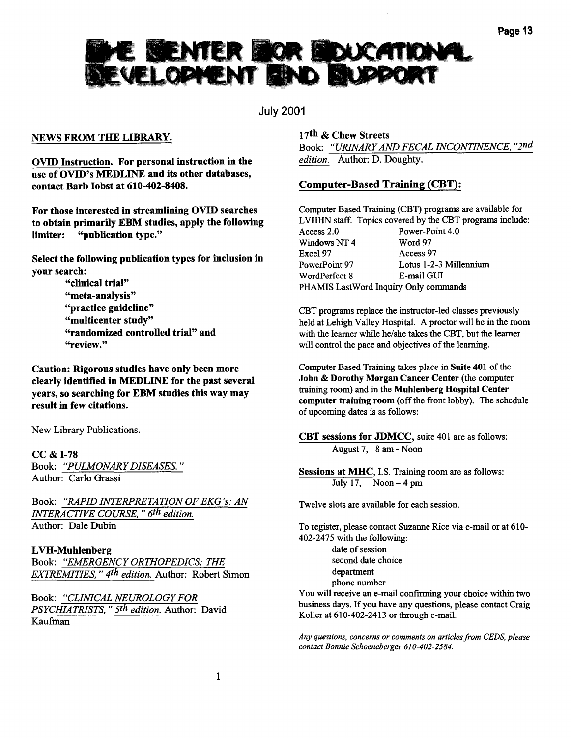# THE CENTER FOR EDUCATIONAL DEVELOPMENT AND SUPPORT

July 2001

## NEWS FROM THE LIBRARY.

**OVID Instruction. For personal instruction in the use of OVID's MEDLINE and its other databases, contact Barb Iobst at 610-402-8408.**

**For those interested in streamlining OVID searches to obtain primarily EBM studies, apply the following limiter: "publication type."**

**Select the following publication types for inclusion in your search:**

> **"clinical trial"**
> **"meta-analysis"**
> **"practice guideline"**
> **"multicenter study"**
> **"randomized controlled trial" and**
> **"review."**

**Caution: Rigorous studies have only been more clearly identified in MEDLINE for the past several years, so searching for EBM studies this way may result in few citations.**

New Library Publications.

**CC & I-78**

Book: *"PULMONARY DISEASES."*
Author: Carlo Grassi

Book: *"RAPID INTERPRETATION OF EKG's: AN INTERACTIVE COURSE," 6th edition.*
Author: Dale Dubin

**LVH-Muhlenberg**

Book: *"EMERGENCY ORTHOPEDICS: THE EXTREMITIES," 4th edition.* Author: Robert Simon

Book: *"CLINICAL NEUROLOGY FOR PSYCHIATRISTS," 5th edition.* Author: David Kaufman

**17th & Chew Streets**

Book: *"URINARY AND FECAL INCONTINENCE," 2nd edition.* Author: D. Doughty.

## Computer-Based Training (CBT):

Computer Based Training (CBT) programs are available for LVHHN staff. Topics covered by the CBT programs include:

| | |
|---|---|
| Access 2.0 | Power-Point 4.0 |
| Windows NT 4 | Word 97 |
| Excel 97 | Access 97 |
| PowerPoint 97 | Lotus 1-2-3 Millennium |
| WordPerfect 8 | E-mail GUI |

PHAMIS LastWord Inquiry Only commands

CBT programs replace the instructor-led classes previously held at Lehigh Valley Hospital. A proctor will be in the room with the learner while he/she takes the CBT, but the learner will control the pace and objectives of the learning.

Computer Based Training takes place in **Suite 401** of the **John & Dorothy Morgan Cancer Center** (the computer training room) and in the **Muhlenberg Hospital Center computer training room** (off the front lobby). The schedule of upcoming dates is as follows:

**CBT sessions for JDMCC**, suite 401 are as follows:

> August 7, 8 am - Noon

**Sessions at MHC**, I.S. Training room are as follows:

> July 17, Noon – 4 pm

Twelve slots are available for each session.

To register, please contact Suzanne Rice via e-mail or at 610-402-2475 with the following:

> date of session
> second date choice
> department
> phone number

You will receive an e-mail confirming your choice within two business days. If you have any questions, please contact Craig Koller at 610-402-2413 or through e-mail.

*Any questions, concerns or comments on articles from CEDS, please contact Bonnie Schoeneberger 610-402-2584.*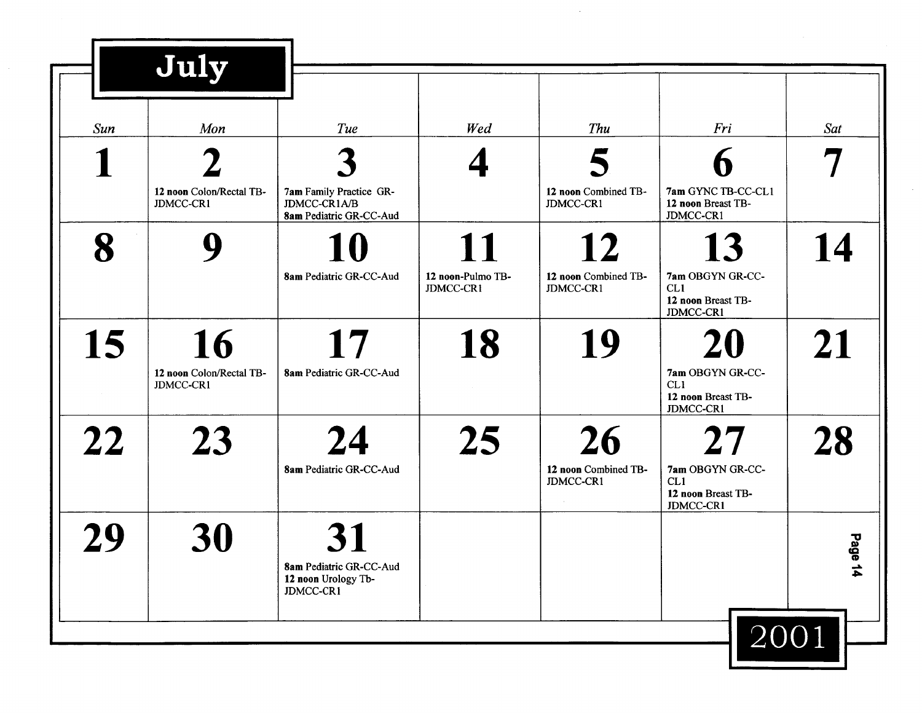# July 2001

| Sun | Mon | Tue | Wed | Thu | Fri | Sat |
|---|---|---|---|---|---|---|
| **1** | **2** 12 noon Colon/Rectal TB-JDMCC-CR1 | **3** 7am Family Practice GR-JDMCC-CR1A/B 8am Pediatric GR-CC-Aud | **4** | **5** 12 noon Combined TB-JDMCC-CR1 | **6** 7am GYNC TB-CC-CL1 12 noon Breast TB-JDMCC-CR1 | **7** |
| **8** | **9** | **10** 8am Pediatric GR-CC-Aud | **11** 12 noon-Pulmo TB-JDMCC-CR1 | **12** 12 noon Combined TB-JDMCC-CR1 | **13** 7am OBGYN GR-CC-CL1 12 noon Breast TB-JDMCC-CR1 | **14** |
| **15** | **16** 12 noon Colon/Rectal TB-JDMCC-CR1 | **17** 8am Pediatric GR-CC-Aud | **18** | **19** | **20** 7am OBGYN GR-CC-CL1 12 noon Breast TB-JDMCC-CR1 | **21** |
| **22** | **23** | **24** 8am Pediatric GR-CC-Aud | **25** | **26** 12 noon Combined TB-JDMCC-CR1 | **27** 7am OBGYN GR-CC-CL1 12 noon Breast TB-JDMCC-CR1 | **28** |
| **29** | **30** | **31** 8am Pediatric GR-CC-Aud 12 noon Urology Tb-JDMCC-CR1 | | | | |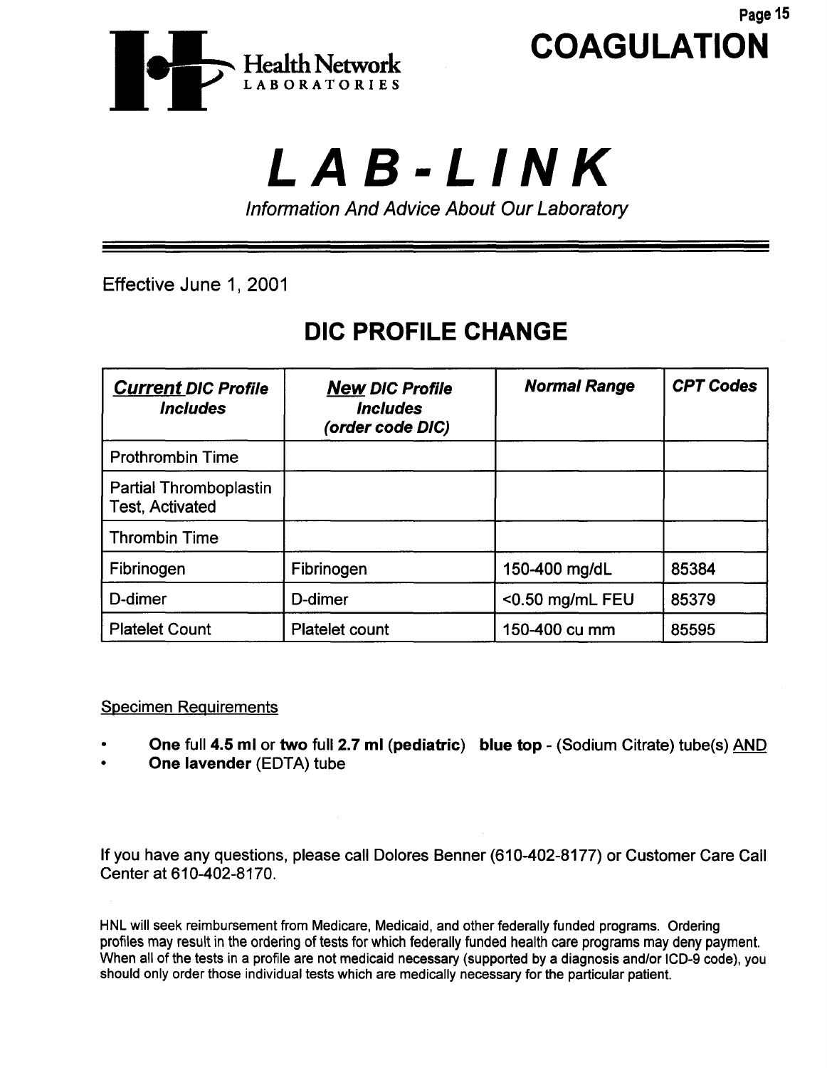# COAGULATION

Health Network LABORATORIES

# *LAB-LINK*

*Information And Advice About Our Laboratory*

Effective June 1, 2001

## DIC PROFILE CHANGE

| ***Current*** ***DIC Profile Includes*** | ***New*** ***DIC Profile Includes (order code DIC)*** | ***Normal Range*** | ***CPT Codes*** |
|---|---|---|---|
| Prothrombin Time | | | |
| Partial Thromboplastin Test, Activated | | | |
| Thrombin Time | | | |
| Fibrinogen | Fibrinogen | 150-400 mg/dL | 85384 |
| D-dimer | D-dimer | <0.50 mg/mL FEU | 85379 |
| Platelet Count | Platelet count | 150-400 cu mm | 85595 |

Specimen Requirements

- **One** full **4.5 ml** or **two** full **2.7 ml (pediatric)** **blue top** - (Sodium Citrate) tube(s) AND
- **One lavender** (EDTA) tube

If you have any questions, please call Dolores Benner (610-402-8177) or Customer Care Call Center at 610-402-8170.

HNL will seek reimbursement from Medicare, Medicaid, and other federally funded programs. Ordering profiles may result in the ordering of tests for which federally funded health care programs may deny payment. When all of the tests in a profile are not medicaid necessary (supported by a diagnosis and/or ICD-9 code), you should only order those individual tests which are medically necessary for the particular patient.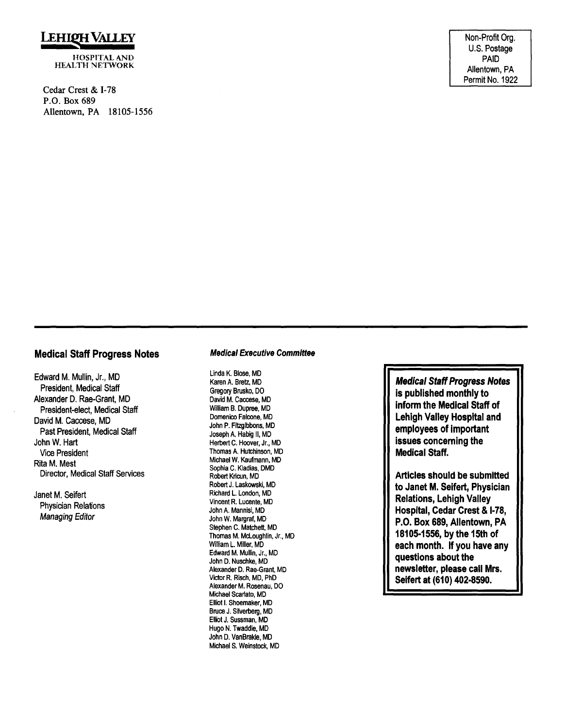**LEHIGH VALLEY**

HOSPITAL AND
HEALTH NETWORK

Cedar Crest & I-78
P.O. Box 689
Allentown, PA 18105-1556

Non-Profit Org.
U.S. Postage
PAID
Allentown, PA
Permit No. 1922

---

## Medical Staff Progress Notes

Edward M. Mullin, Jr., MD
President, Medical Staff
Alexander D. Rae-Grant, MD
President-elect, Medical Staff
David M. Caccese, MD
Past President, Medical Staff
John W. Hart
Vice President
Rita M. Mest
Director, Medical Staff Services

Janet M. Seifert
Physician Relations
*Managing Editor*

***Medical Executive Committee***

Linda K. Blose, MD
Karen A. Bretz, MD
Gregory Brusko, DO
David M. Caccese, MD
William B. Dupree, MD
Domenico Falcone, MD
John P. Fitzgibbons, MD
Joseph A. Habig II, MD
Herbert C. Hoover, Jr., MD
Thomas A. Hutchinson, MD
Michael W. Kaufmann, MD
Sophia C. Kladias, DMD
Robert Kricun, MD
Robert J. Laskowski, MD
Richard L. London, MD
Vincent R. Lucente, MD
John A. Mannisi, MD
John W. Margraf, MD
Stephen C. Matchett, MD
Thomas M. McLoughlin, Jr., MD
William L. Miller, MD
Edward M. Mullin, Jr., MD
John D. Nuschke, MD
Alexander D. Rae-Grant, MD
Victor R. Risch, MD, PhD
Alexander M. Rosenau, DO
Michael Scarlato, MD
Elliot I. Shoemaker, MD
Bruce J. Silverberg, MD
Elliot J. Sussman, MD
Hugo N. Twaddle, MD
John D. VanBrakle, MD
Michael S. Weinstock, MD

***Medical Staff Progress Notes* is published monthly to inform the Medical Staff of Lehigh Valley Hospital and employees of important issues concerning the Medical Staff.**

**Articles should be submitted to Janet M. Seifert, Physician Relations, Lehigh Valley Hospital, Cedar Crest & I-78, P.O. Box 689, Allentown, PA 18105-1556, by the 15th of each month. If you have any questions about the newsletter, please call Mrs. Seifert at (610) 402-8590.**